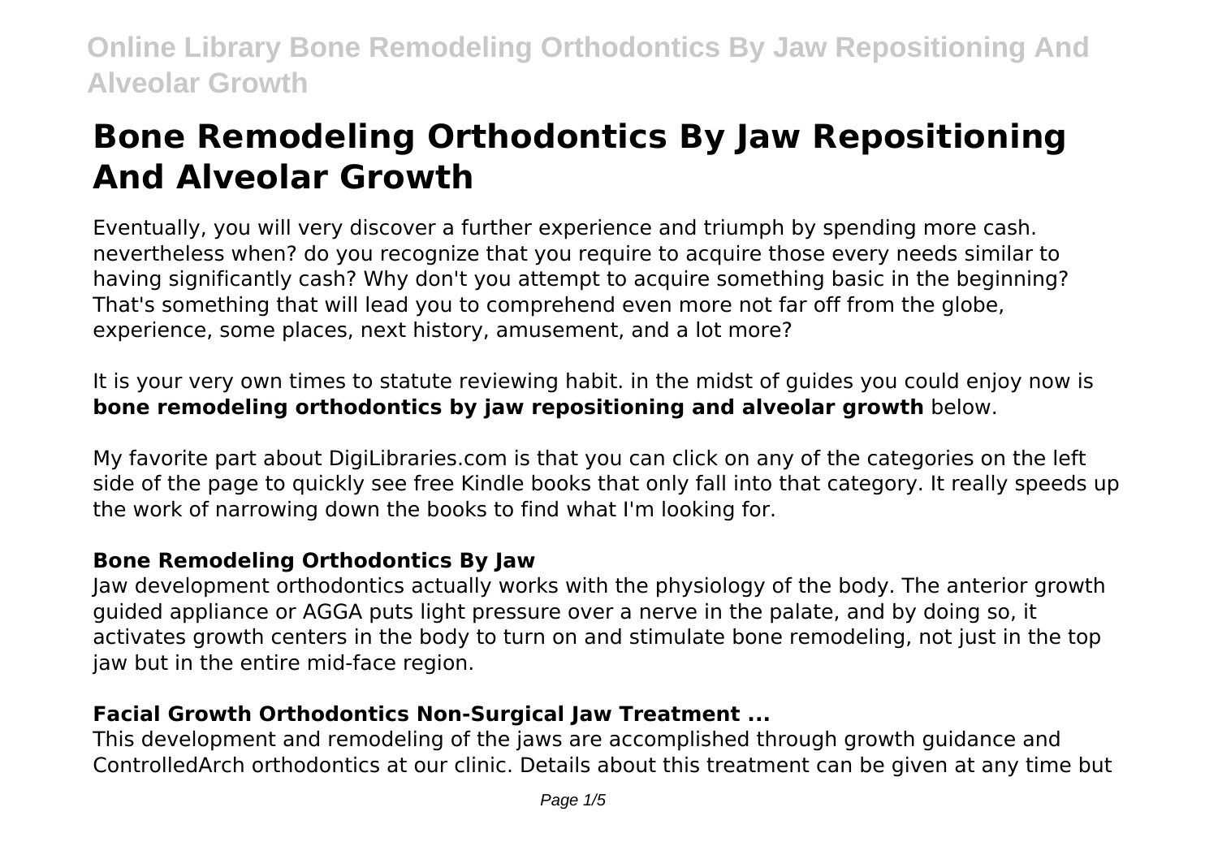# Bone Remodeling Orthodontics By Jaw Repositioning And Alveolar Growth

Eventually, you will very discover a further experience and triumph by spending more cash. nevertheless when? do you recognize that you require to acquire those every needs similar to having significantly cash? Why don't you attempt to acquire something basic in the beginning? That's something that will lead you to comprehend even more not far off from the globe, experience, some places, next history, amusement, and a lot more?

It is your very own times to statute reviewing habit. in the midst of guides you could enjoy now is **bone remodeling orthodontics by jaw repositioning and alveolar growth** below.

My favorite part about DigiLibraries.com is that you can click on any of the categories on the left side of the page to quickly see free Kindle books that only fall into that category. It really speeds up the work of narrowing down the books to find what I'm looking for.

### Bone Remodeling Orthodontics By Jaw

Jaw development orthodontics actually works with the physiology of the body. The anterior growth guided appliance or AGGA puts light pressure over a nerve in the palate, and by doing so, it activates growth centers in the body to turn on and stimulate bone remodeling, not just in the top jaw but in the entire mid-face region.

### Facial Growth Orthodontics Non-Surgical Jaw Treatment ...

This development and remodeling of the jaws are accomplished through growth guidance and ControlledArch orthodontics at our clinic. Details about this treatment can be given at any time but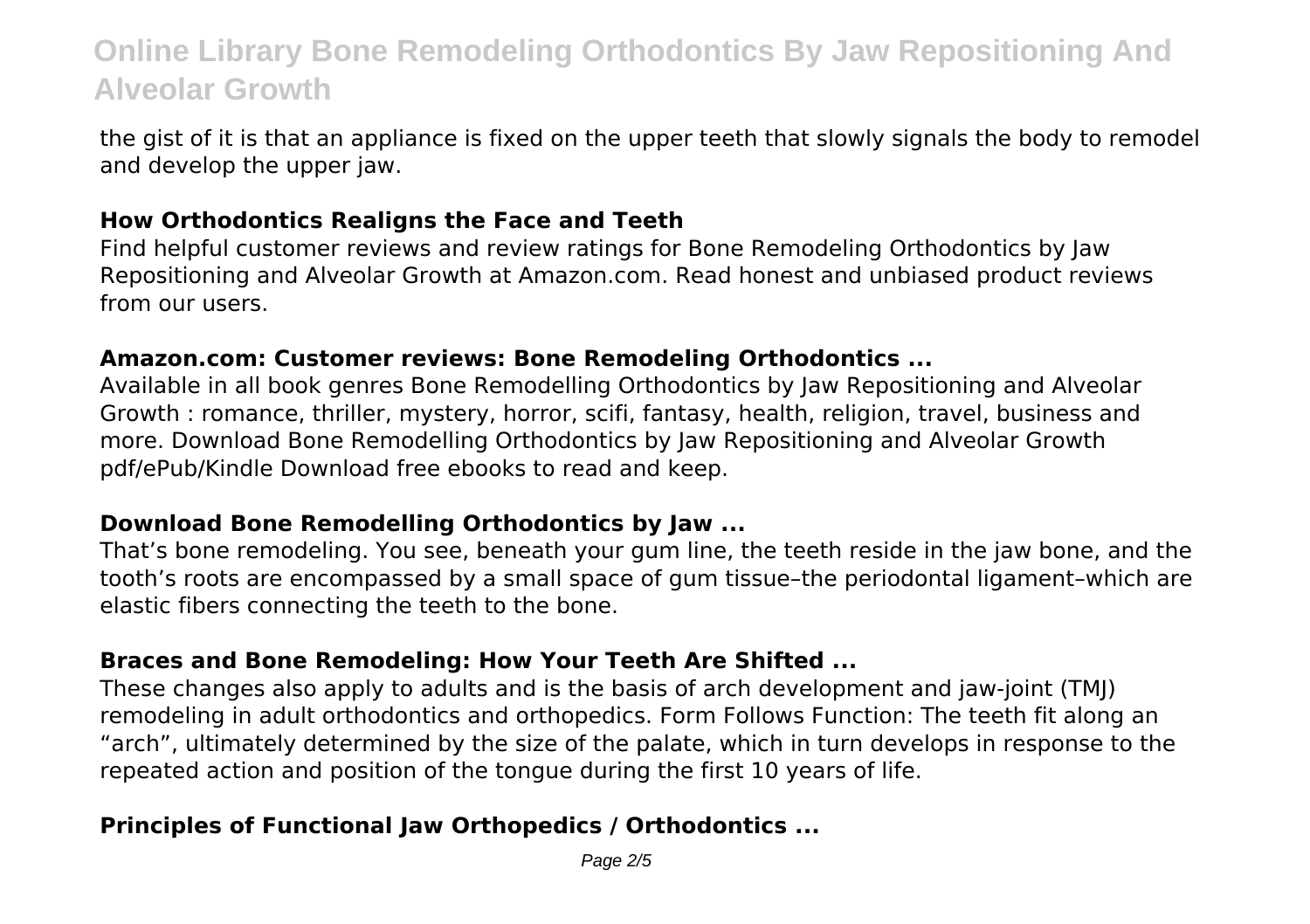the gist of it is that an appliance is fixed on the upper teeth that slowly signals the body to remodel and develop the upper jaw.

### How Orthodontics Realigns the Face and Teeth

Find helpful customer reviews and review ratings for Bone Remodeling Orthodontics by Jaw Repositioning and Alveolar Growth at Amazon.com. Read honest and unbiased product reviews from our users.

### Amazon.com: Customer reviews: Bone Remodeling Orthodontics ...

Available in all book genres Bone Remodelling Orthodontics by Jaw Repositioning and Alveolar Growth : romance, thriller, mystery, horror, scifi, fantasy, health, religion, travel, business and more. Download Bone Remodelling Orthodontics by Jaw Repositioning and Alveolar Growth pdf/ePub/Kindle Download free ebooks to read and keep.

### Download Bone Remodelling Orthodontics by Jaw ...

That's bone remodeling. You see, beneath your gum line, the teeth reside in the jaw bone, and the tooth's roots are encompassed by a small space of gum tissue–the periodontal ligament–which are elastic fibers connecting the teeth to the bone.

### Braces and Bone Remodeling: How Your Teeth Are Shifted ...

These changes also apply to adults and is the basis of arch development and jaw-joint (TMJ) remodeling in adult orthodontics and orthopedics. Form Follows Function: The teeth fit along an "arch", ultimately determined by the size of the palate, which in turn develops in response to the repeated action and position of the tongue during the first 10 years of life.

### Principles of Functional Jaw Orthopedics / Orthodontics ...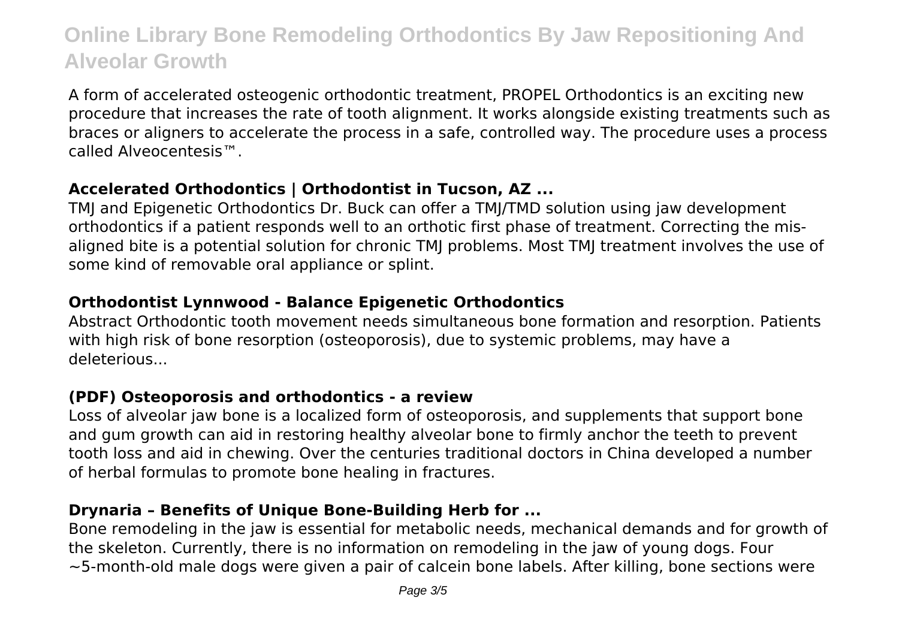A form of accelerated osteogenic orthodontic treatment, PROPEL Orthodontics is an exciting new procedure that increases the rate of tooth alignment. It works alongside existing treatments such as braces or aligners to accelerate the process in a safe, controlled way. The procedure uses a process called Alveocentesis™.

### Accelerated Orthodontics | Orthodontist in Tucson, AZ ...

TMJ and Epigenetic Orthodontics Dr. Buck can offer a TMJ/TMD solution using jaw development orthodontics if a patient responds well to an orthotic first phase of treatment. Correcting the mis-aligned bite is a potential solution for chronic TMJ problems. Most TMJ treatment involves the use of some kind of removable oral appliance or splint.

### Orthodontist Lynnwood - Balance Epigenetic Orthodontics

Abstract Orthodontic tooth movement needs simultaneous bone formation and resorption. Patients with high risk of bone resorption (osteoporosis), due to systemic problems, may have a deleterious...

### (PDF) Osteoporosis and orthodontics - a review

Loss of alveolar jaw bone is a localized form of osteoporosis, and supplements that support bone and gum growth can aid in restoring healthy alveolar bone to firmly anchor the teeth to prevent tooth loss and aid in chewing. Over the centuries traditional doctors in China developed a number of herbal formulas to promote bone healing in fractures.

### Drynaria – Benefits of Unique Bone-Building Herb for ...

Bone remodeling in the jaw is essential for metabolic needs, mechanical demands and for growth of the skeleton. Currently, there is no information on remodeling in the jaw of young dogs. Four ~5-month-old male dogs were given a pair of calcein bone labels. After killing, bone sections were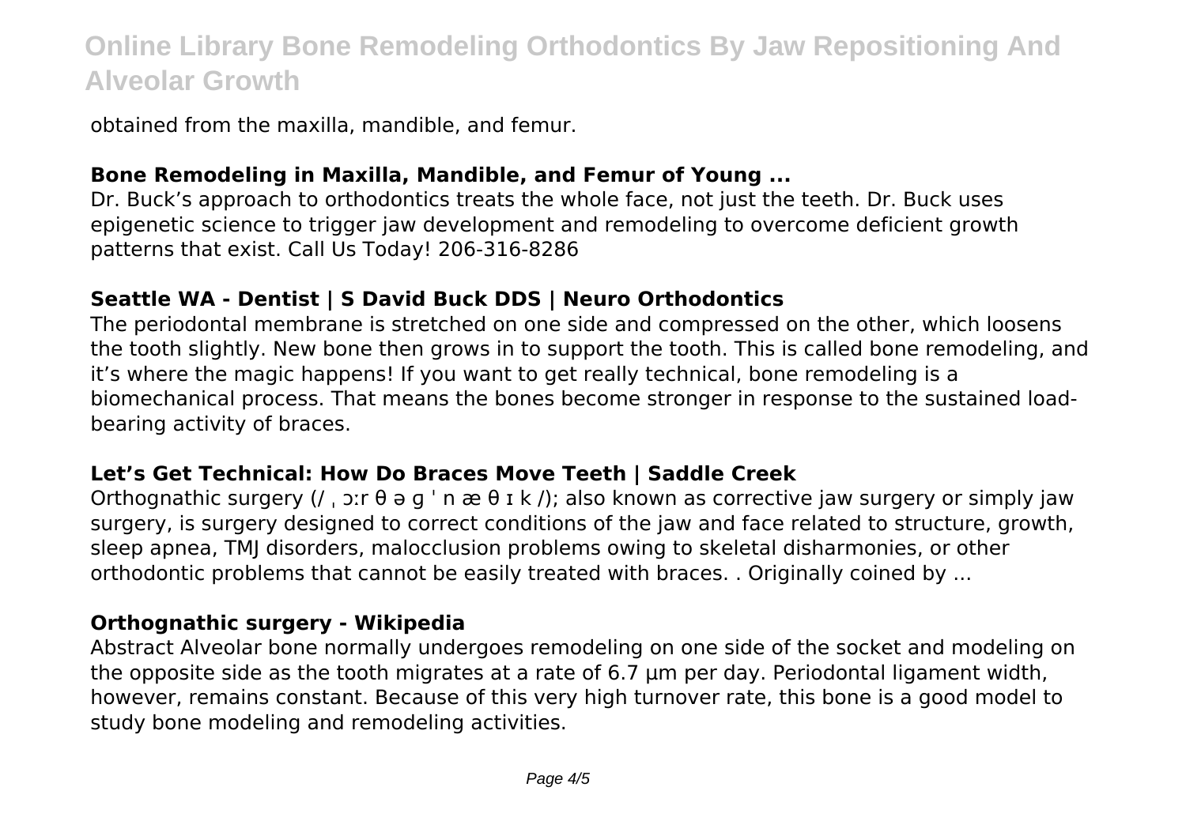obtained from the maxilla, mandible, and femur.

**Bone Remodeling in Maxilla, Mandible, and Femur of Young ...**

Dr. Buck's approach to orthodontics treats the whole face, not just the teeth. Dr. Buck uses epigenetic science to trigger jaw development and remodeling to overcome deficient growth patterns that exist. Call Us Today! 206-316-8286

**Seattle WA - Dentist | S David Buck DDS | Neuro Orthodontics**

The periodontal membrane is stretched on one side and compressed on the other, which loosens the tooth slightly. New bone then grows in to support the tooth. This is called bone remodeling, and it's where the magic happens! If you want to get really technical, bone remodeling is a biomechanical process. That means the bones become stronger in response to the sustained load-bearing activity of braces.

**Let's Get Technical: How Do Braces Move Teeth | Saddle Creek**

Orthognathic surgery (/ ˌ ɔːr θ ə ɡ ˈ n æ θ ɪ k /); also known as corrective jaw surgery or simply jaw surgery, is surgery designed to correct conditions of the jaw and face related to structure, growth, sleep apnea, TMJ disorders, malocclusion problems owing to skeletal disharmonies, or other orthodontic problems that cannot be easily treated with braces. . Originally coined by ...

**Orthognathic surgery - Wikipedia**

Abstract Alveolar bone normally undergoes remodeling on one side of the socket and modeling on the opposite side as the tooth migrates at a rate of 6.7 μm per day. Periodontal ligament width, however, remains constant. Because of this very high turnover rate, this bone is a good model to study bone modeling and remodeling activities.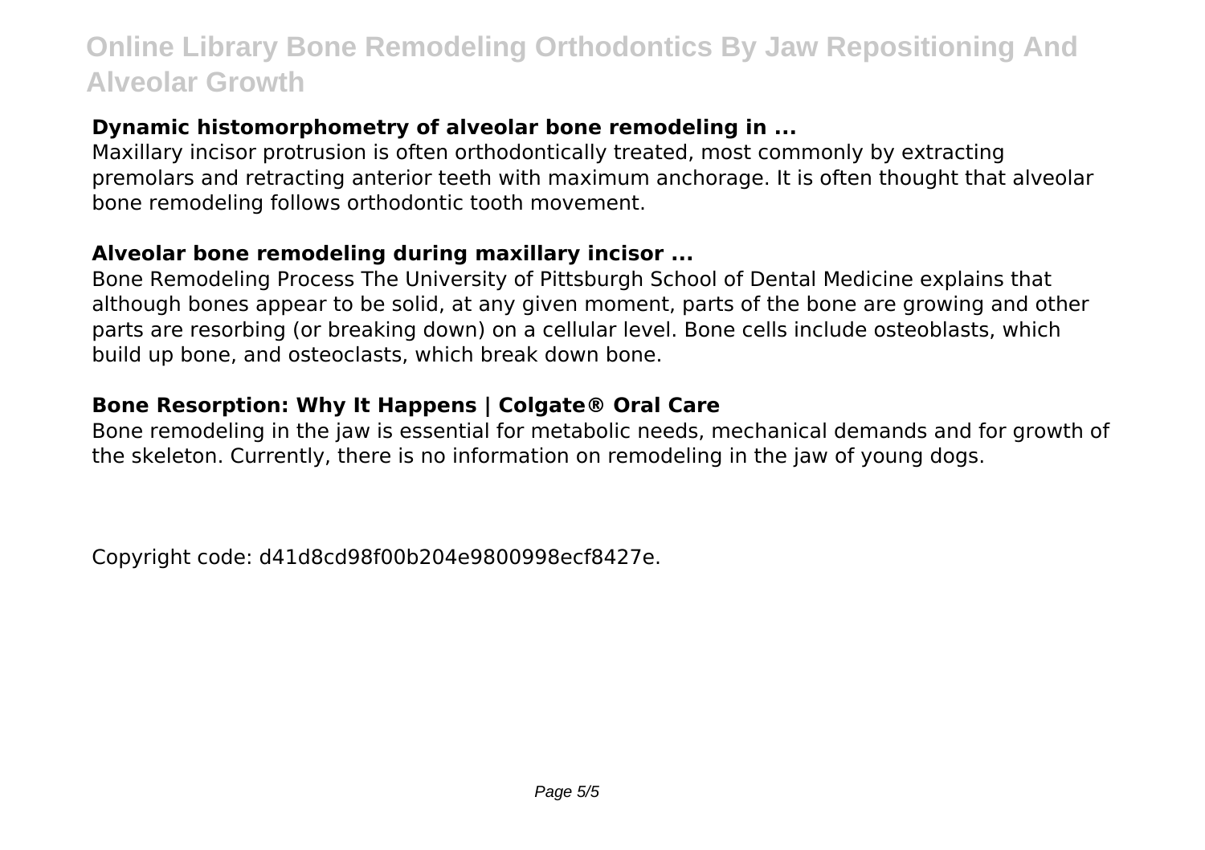**Dynamic histomorphometry of alveolar bone remodeling in ...**

Maxillary incisor protrusion is often orthodontically treated, most commonly by extracting premolars and retracting anterior teeth with maximum anchorage. It is often thought that alveolar bone remodeling follows orthodontic tooth movement.

**Alveolar bone remodeling during maxillary incisor ...**

Bone Remodeling Process The University of Pittsburgh School of Dental Medicine explains that although bones appear to be solid, at any given moment, parts of the bone are growing and other parts are resorbing (or breaking down) on a cellular level. Bone cells include osteoblasts, which build up bone, and osteoclasts, which break down bone.

**Bone Resorption: Why It Happens | Colgate® Oral Care**

Bone remodeling in the jaw is essential for metabolic needs, mechanical demands and for growth of the skeleton. Currently, there is no information on remodeling in the jaw of young dogs.

Copyright code: d41d8cd98f00b204e9800998ecf8427e.